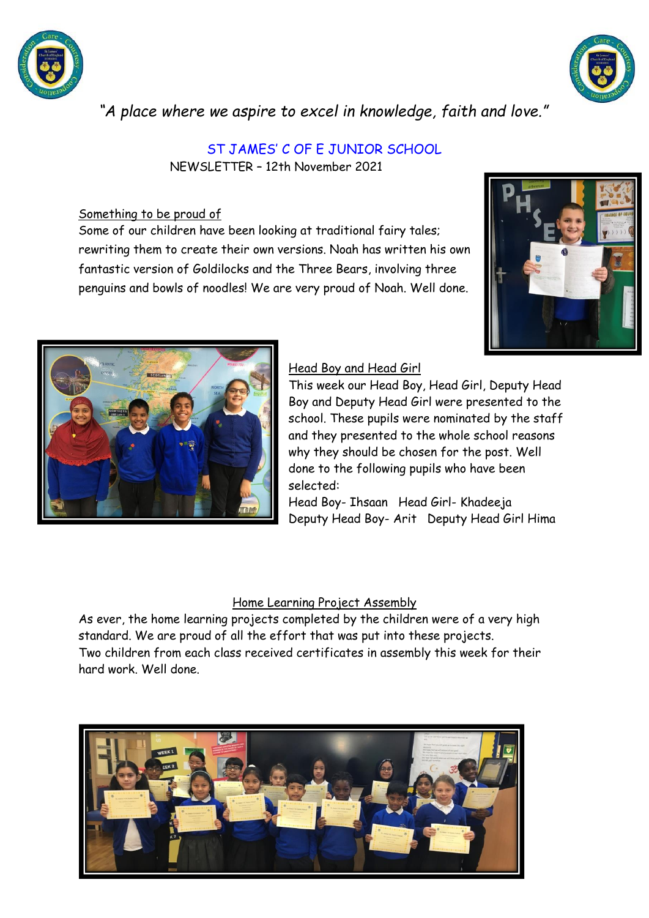*"A place where we aspire to excel in knowledge, faith and love."*

# ST JAMES' C OF E JUNIOR SCHOOL

NEWSLETTER – 12th November 2021

## Something to be proud of

Some of our children have been looking at traditional fairy tales; rewriting them to create their own versions. Noah has written his own fantastic version of Goldilocks and the Three Bears, involving three penguins and bowls of noodles! We are very proud of Noah. Well done.

## Head Boy and Head Girl

This week our Head Boy, Head Girl, Deputy Head Boy and Deputy Head Girl were presented to the school. These pupils were nominated by the staff and they presented to the whole school reasons why they should be chosen for the post. Well done to the following pupils who have been selected:

Head Boy- Ihsaan   Head Girl- Khadeeja

Deputy Head Boy- Arit   Deputy Head Girl Hima

## Home Learning Project Assembly

As ever, the home learning projects completed by the children were of a very high standard. We are proud of all the effort that was put into these projects.

Two children from each class received certificates in assembly this week for their hard work. Well done.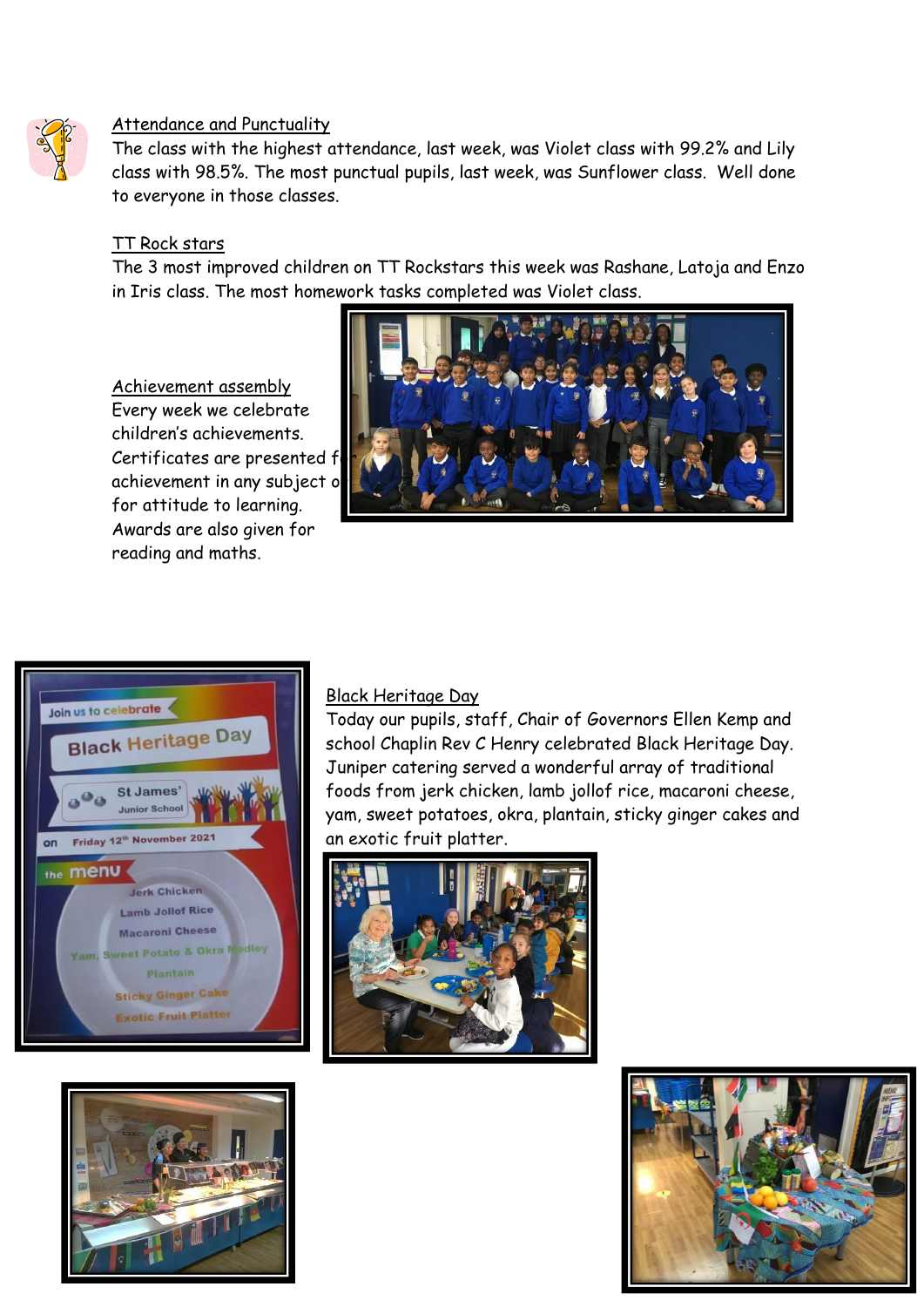## Attendance and Punctuality

The class with the highest attendance, last week, was Violet class with 99.2% and Lily class with 98.5%. The most punctual pupils, last week, was Sunflower class. Well done to everyone in those classes.

## TT Rock stars

The 3 most improved children on TT Rockstars this week was Rashane, Latoja and Enzo in Iris class. The most homework tasks completed was Violet class.

## Achievement assembly

Every week we celebrate children's achievements. Certificates are presented f achievement in any subject o for attitude to learning. Awards are also given for reading and maths.

## Black Heritage Day

Today our pupils, staff, Chair of Governors Ellen Kemp and school Chaplin Rev C Henry celebrated Black Heritage Day. Juniper catering served a wonderful array of traditional foods from jerk chicken, lamb jollof rice, macaroni cheese, yam, sweet potatoes, okra, plantain, sticky ginger cakes and an exotic fruit platter.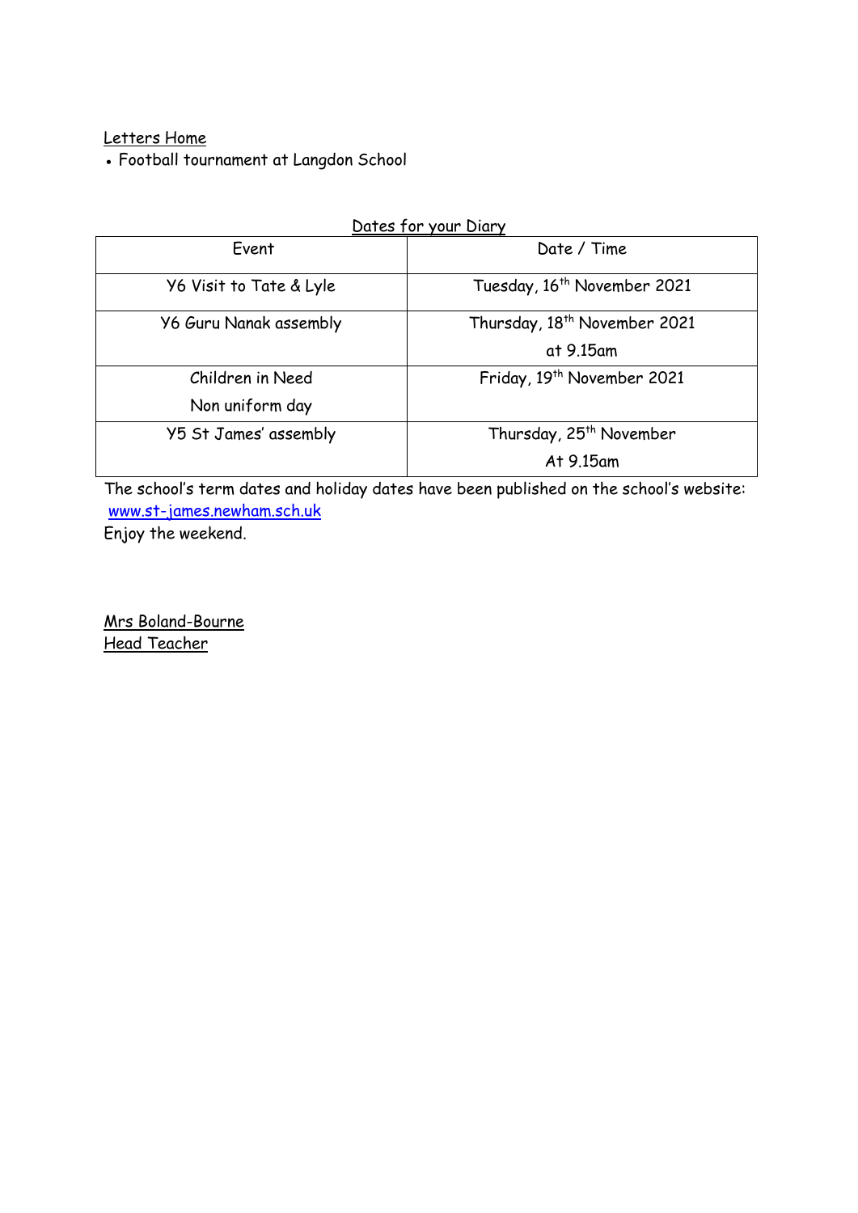Letters Home

- Football tournament at Langdon School

Dates for your Diary

| Event | Date / Time |
|---|---|
| Y6 Visit to Tate & Lyle | Tuesday, 16th November 2021 |
| Y6 Guru Nanak assembly | Thursday, 18th November 2021 at 9.15am |
| Children in Need Non uniform day | Friday, 19th November 2021 |
| Y5 St James' assembly | Thursday, 25th November At 9.15am |

The school's term dates and holiday dates have been published on the school's website: www.st-james.newham.sch.uk

Enjoy the weekend.

Mrs Boland-Bourne
Head Teacher